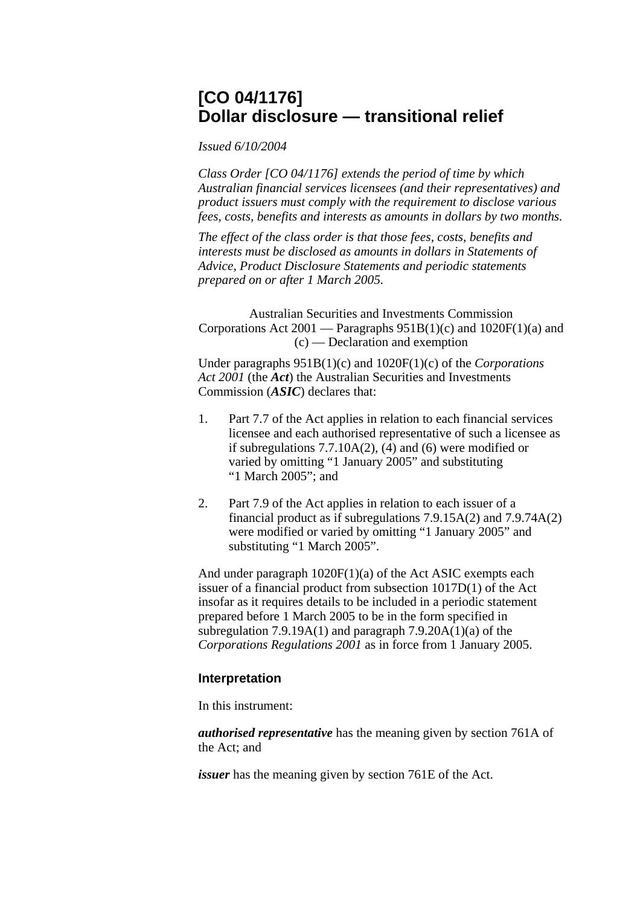# [CO 04/1176] Dollar disclosure — transitional relief

*Issued 6/10/2004*

*Class Order [CO 04/1176] extends the period of time by which Australian financial services licensees (and their representatives) and product issuers must comply with the requirement to disclose various fees, costs, benefits and interests as amounts in dollars by two months.*

*The effect of the class order is that those fees, costs, benefits and interests must be disclosed as amounts in dollars in Statements of Advice, Product Disclosure Statements and periodic statements prepared on or after 1 March 2005.*

Australian Securities and Investments Commission
Corporations Act 2001 — Paragraphs 951B(1)(c) and 1020F(1)(a) and (c) — Declaration and exemption

Under paragraphs 951B(1)(c) and 1020F(1)(c) of the *Corporations Act 2001* (the ***Act***) the Australian Securities and Investments Commission (***ASIC***) declares that:

1. Part 7.7 of the Act applies in relation to each financial services licensee and each authorised representative of such a licensee as if subregulations 7.7.10A(2), (4) and (6) were modified or varied by omitting "1 January 2005" and substituting "1 March 2005"; and

2. Part 7.9 of the Act applies in relation to each issuer of a financial product as if subregulations 7.9.15A(2) and 7.9.74A(2) were modified or varied by omitting "1 January 2005" and substituting "1 March 2005".

And under paragraph 1020F(1)(a) of the Act ASIC exempts each issuer of a financial product from subsection 1017D(1) of the Act insofar as it requires details to be included in a periodic statement prepared before 1 March 2005 to be in the form specified in subregulation 7.9.19A(1) and paragraph 7.9.20A(1)(a) of the *Corporations Regulations 2001* as in force from 1 January 2005.

### Interpretation

In this instrument:

***authorised representative*** has the meaning given by section 761A of the Act; and

***issuer*** has the meaning given by section 761E of the Act.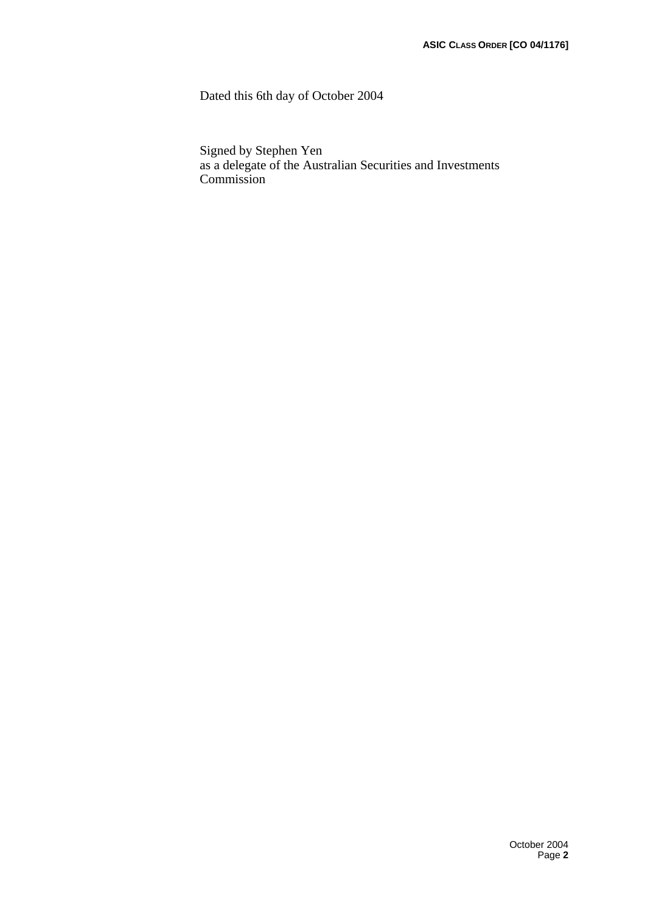Dated this 6th day of October 2004

Signed by Stephen Yen
as a delegate of the Australian Securities and Investments Commission